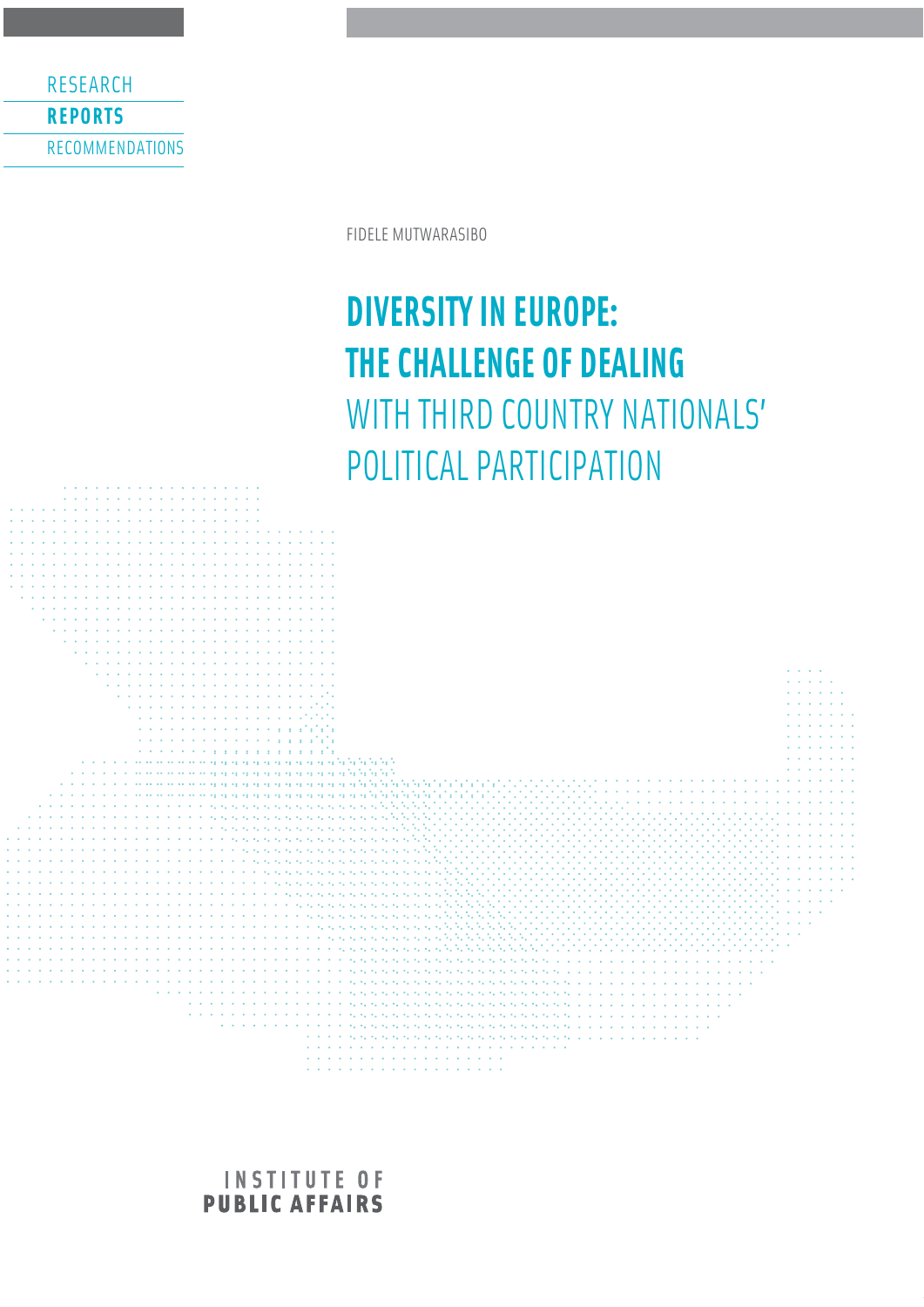RESEARCH

**REPORTS**

RECOMMENDATIONS

FIDELE MUTWARASIBO

# DIVERSITY IN EUROPE: THE CHALLENGE OF DEALING WITH THIRD COUNTRY NATIONALS' POLITICAL PARTICIPATION

INSTITUTE OF
**PUBLIC AFFAIRS**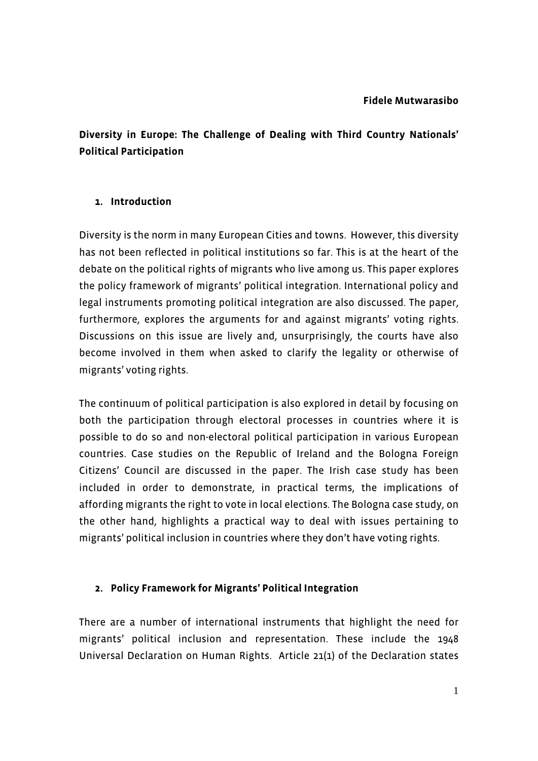**Fidele Mutwarasibo**

## Diversity in Europe: The Challenge of Dealing with Third Country Nationals' Political Participation

### 1. Introduction

Diversity is the norm in many European Cities and towns. However, this diversity has not been reflected in political institutions so far. This is at the heart of the debate on the political rights of migrants who live among us. This paper explores the policy framework of migrants' political integration. International policy and legal instruments promoting political integration are also discussed. The paper, furthermore, explores the arguments for and against migrants' voting rights. Discussions on this issue are lively and, unsurprisingly, the courts have also become involved in them when asked to clarify the legality or otherwise of migrants' voting rights.

The continuum of political participation is also explored in detail by focusing on both the participation through electoral processes in countries where it is possible to do so and non-electoral political participation in various European countries. Case studies on the Republic of Ireland and the Bologna Foreign Citizens' Council are discussed in the paper. The Irish case study has been included in order to demonstrate, in practical terms, the implications of affording migrants the right to vote in local elections. The Bologna case study, on the other hand, highlights a practical way to deal with issues pertaining to migrants' political inclusion in countries where they don't have voting rights.

### 2. Policy Framework for Migrants' Political Integration

There are a number of international instruments that highlight the need for migrants' political inclusion and representation. These include the 1948 Universal Declaration on Human Rights. Article 21(1) of the Declaration states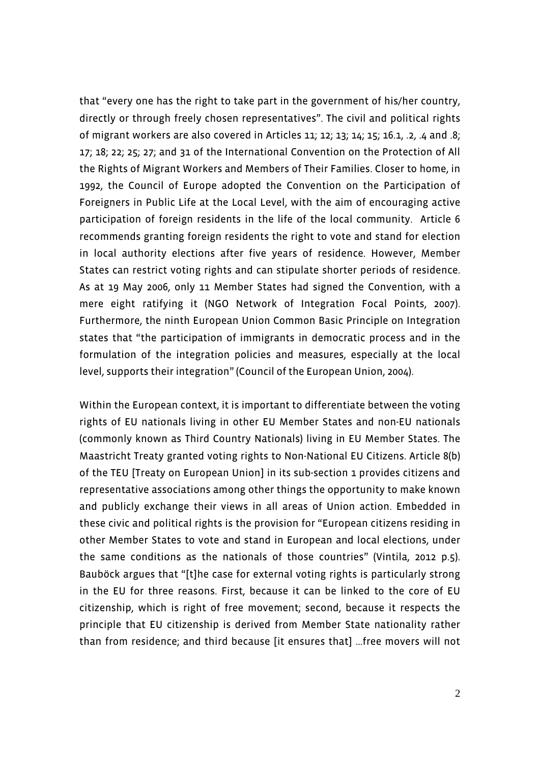that "every one has the right to take part in the government of his/her country, directly or through freely chosen representatives". The civil and political rights of migrant workers are also covered in Articles 11; 12; 13; 14; 15; 16.1, .2, .4 and .8; 17; 18; 22; 25; 27; and 31 of the International Convention on the Protection of All the Rights of Migrant Workers and Members of Their Families. Closer to home, in 1992, the Council of Europe adopted the Convention on the Participation of Foreigners in Public Life at the Local Level, with the aim of encouraging active participation of foreign residents in the life of the local community. Article 6 recommends granting foreign residents the right to vote and stand for election in local authority elections after five years of residence. However, Member States can restrict voting rights and can stipulate shorter periods of residence. As at 19 May 2006, only 11 Member States had signed the Convention, with a mere eight ratifying it (NGO Network of Integration Focal Points, 2007). Furthermore, the ninth European Union Common Basic Principle on Integration states that "the participation of immigrants in democratic process and in the formulation of the integration policies and measures, especially at the local level, supports their integration" (Council of the European Union, 2004).

Within the European context, it is important to differentiate between the voting rights of EU nationals living in other EU Member States and non-EU nationals (commonly known as Third Country Nationals) living in EU Member States. The Maastricht Treaty granted voting rights to Non-National EU Citizens. Article 8(b) of the TEU [Treaty on European Union] in its sub-section 1 provides citizens and representative associations among other things the opportunity to make known and publicly exchange their views in all areas of Union action. Embedded in these civic and political rights is the provision for "European citizens residing in other Member States to vote and stand in European and local elections, under the same conditions as the nationals of those countries" (Vintila, 2012 p.5). Bauböck argues that "[t]he case for external voting rights is particularly strong in the EU for three reasons. First, because it can be linked to the core of EU citizenship, which is right of free movement; second, because it respects the principle that EU citizenship is derived from Member State nationality rather than from residence; and third because [it ensures that] …free movers will not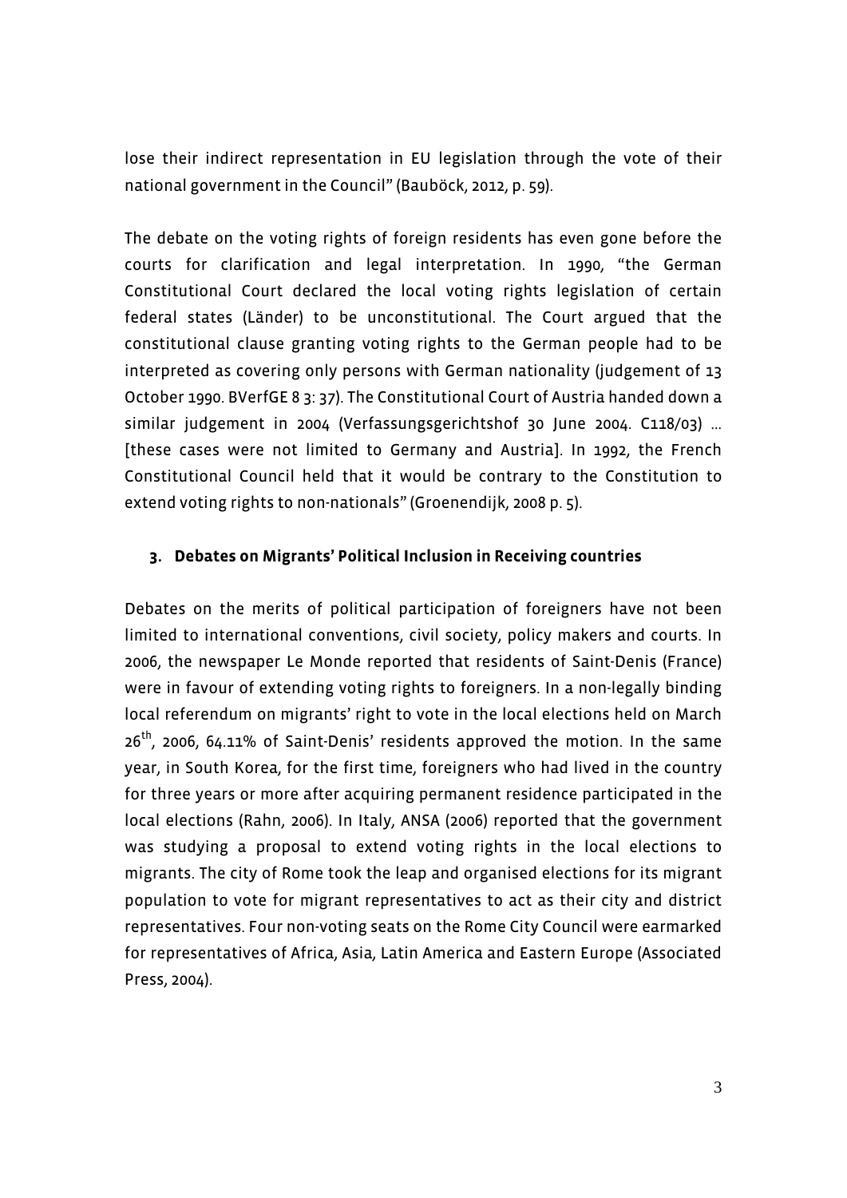lose their indirect representation in EU legislation through the vote of their national government in the Council" (Bauböck, 2012, p. 59).

The debate on the voting rights of foreign residents has even gone before the courts for clarification and legal interpretation. In 1990, "the German Constitutional Court declared the local voting rights legislation of certain federal states (Länder) to be unconstitutional. The Court argued that the constitutional clause granting voting rights to the German people had to be interpreted as covering only persons with German nationality (judgement of 13 October 1990. BVerfGE 8 3: 37). The Constitutional Court of Austria handed down a similar judgement in 2004 (Verfassungsgerichtshof 30 June 2004. C118/03) ... [these cases were not limited to Germany and Austria]. In 1992, the French Constitutional Council held that it would be contrary to the Constitution to extend voting rights to non-nationals" (Groenendijk, 2008 p. 5).

### 3. Debates on Migrants' Political Inclusion in Receiving countries

Debates on the merits of political participation of foreigners have not been limited to international conventions, civil society, policy makers and courts. In 2006, the newspaper Le Monde reported that residents of Saint-Denis (France) were in favour of extending voting rights to foreigners. In a non-legally binding local referendum on migrants' right to vote in the local elections held on March 26th, 2006, 64.11% of Saint-Denis' residents approved the motion. In the same year, in South Korea, for the first time, foreigners who had lived in the country for three years or more after acquiring permanent residence participated in the local elections (Rahn, 2006). In Italy, ANSA (2006) reported that the government was studying a proposal to extend voting rights in the local elections to migrants. The city of Rome took the leap and organised elections for its migrant population to vote for migrant representatives to act as their city and district representatives. Four non-voting seats on the Rome City Council were earmarked for representatives of Africa, Asia, Latin America and Eastern Europe (Associated Press, 2004).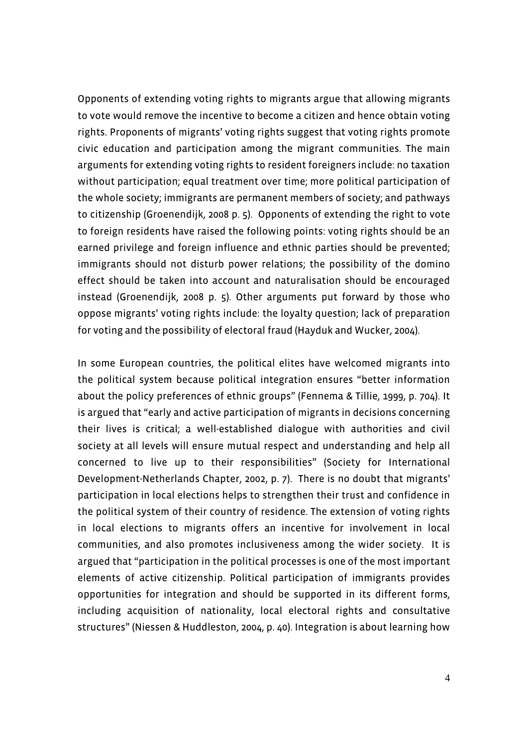Opponents of extending voting rights to migrants argue that allowing migrants to vote would remove the incentive to become a citizen and hence obtain voting rights. Proponents of migrants' voting rights suggest that voting rights promote civic education and participation among the migrant communities. The main arguments for extending voting rights to resident foreigners include: no taxation without participation; equal treatment over time; more political participation of the whole society; immigrants are permanent members of society; and pathways to citizenship (Groenendijk, 2008 p. 5). Opponents of extending the right to vote to foreign residents have raised the following points: voting rights should be an earned privilege and foreign influence and ethnic parties should be prevented; immigrants should not disturb power relations; the possibility of the domino effect should be taken into account and naturalisation should be encouraged instead (Groenendijk, 2008 p. 5). Other arguments put forward by those who oppose migrants' voting rights include: the loyalty question; lack of preparation for voting and the possibility of electoral fraud (Hayduk and Wucker, 2004).

In some European countries, the political elites have welcomed migrants into the political system because political integration ensures "better information about the policy preferences of ethnic groups" (Fennema & Tillie, 1999, p. 704). It is argued that "early and active participation of migrants in decisions concerning their lives is critical; a well-established dialogue with authorities and civil society at all levels will ensure mutual respect and understanding and help all concerned to live up to their responsibilities" (Society for International Development-Netherlands Chapter, 2002, p. 7). There is no doubt that migrants' participation in local elections helps to strengthen their trust and confidence in the political system of their country of residence. The extension of voting rights in local elections to migrants offers an incentive for involvement in local communities, and also promotes inclusiveness among the wider society. It is argued that "participation in the political processes is one of the most important elements of active citizenship. Political participation of immigrants provides opportunities for integration and should be supported in its different forms, including acquisition of nationality, local electoral rights and consultative structures" (Niessen & Huddleston, 2004, p. 40). Integration is about learning how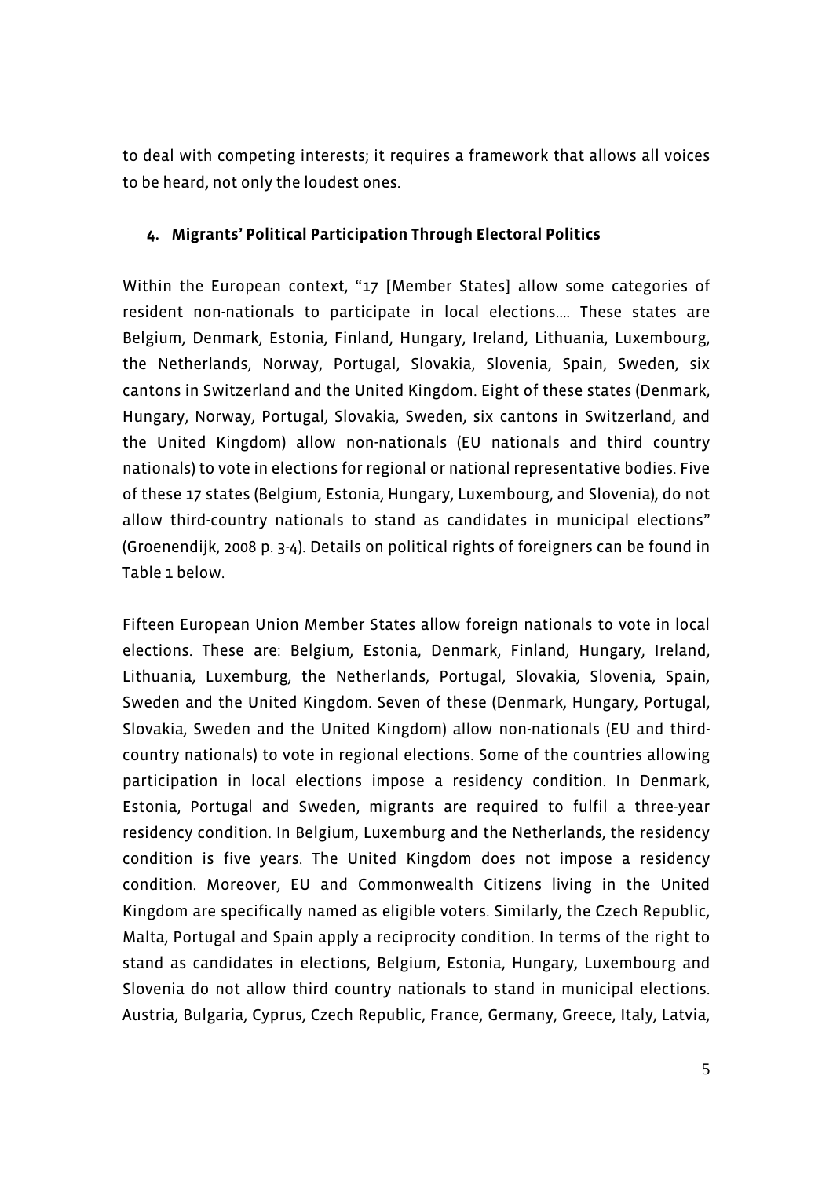to deal with competing interests; it requires a framework that allows all voices to be heard, not only the loudest ones.

## 4. Migrants' Political Participation Through Electoral Politics

Within the European context, "17 [Member States] allow some categories of resident non-nationals to participate in local elections…. These states are Belgium, Denmark, Estonia, Finland, Hungary, Ireland, Lithuania, Luxembourg, the Netherlands, Norway, Portugal, Slovakia, Slovenia, Spain, Sweden, six cantons in Switzerland and the United Kingdom. Eight of these states (Denmark, Hungary, Norway, Portugal, Slovakia, Sweden, six cantons in Switzerland, and the United Kingdom) allow non-nationals (EU nationals and third country nationals) to vote in elections for regional or national representative bodies. Five of these 17 states (Belgium, Estonia, Hungary, Luxembourg, and Slovenia), do not allow third-country nationals to stand as candidates in municipal elections" (Groenendijk, 2008 p. 3-4). Details on political rights of foreigners can be found in Table 1 below.

Fifteen European Union Member States allow foreign nationals to vote in local elections. These are: Belgium, Estonia, Denmark, Finland, Hungary, Ireland, Lithuania, Luxemburg, the Netherlands, Portugal, Slovakia, Slovenia, Spain, Sweden and the United Kingdom. Seven of these (Denmark, Hungary, Portugal, Slovakia, Sweden and the United Kingdom) allow non-nationals (EU and third-country nationals) to vote in regional elections. Some of the countries allowing participation in local elections impose a residency condition. In Denmark, Estonia, Portugal and Sweden, migrants are required to fulfil a three-year residency condition. In Belgium, Luxemburg and the Netherlands, the residency condition is five years. The United Kingdom does not impose a residency condition. Moreover, EU and Commonwealth Citizens living in the United Kingdom are specifically named as eligible voters. Similarly, the Czech Republic, Malta, Portugal and Spain apply a reciprocity condition. In terms of the right to stand as candidates in elections, Belgium, Estonia, Hungary, Luxembourg and Slovenia do not allow third country nationals to stand in municipal elections. Austria, Bulgaria, Cyprus, Czech Republic, France, Germany, Greece, Italy, Latvia,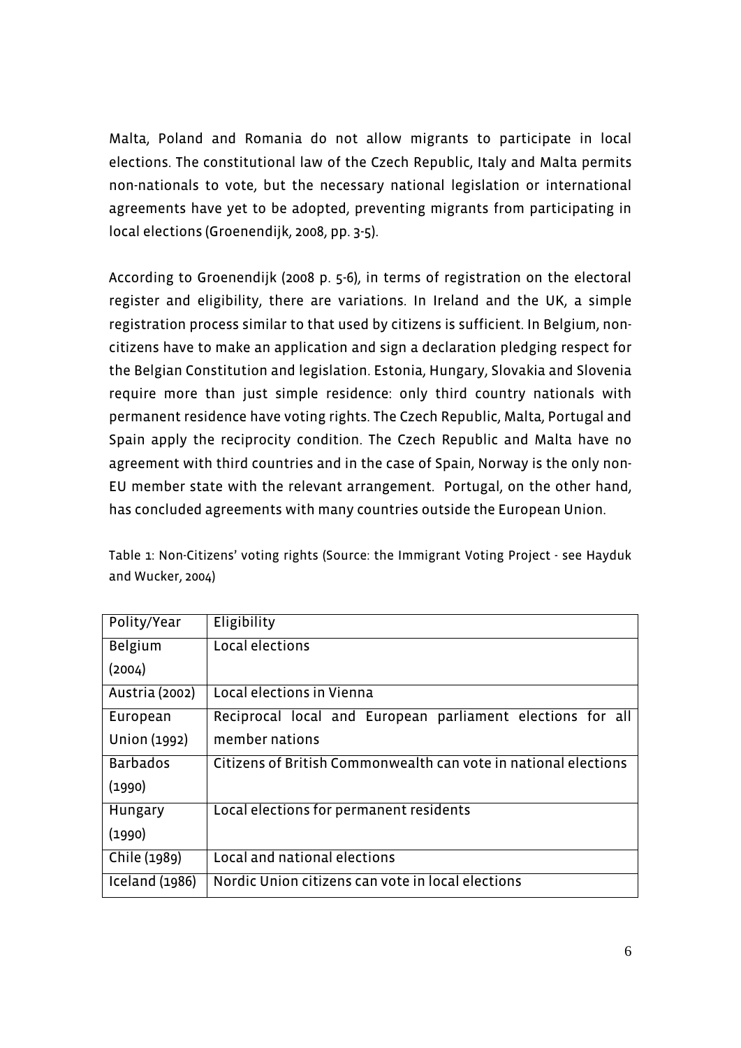Malta, Poland and Romania do not allow migrants to participate in local elections. The constitutional law of the Czech Republic, Italy and Malta permits non-nationals to vote, but the necessary national legislation or international agreements have yet to be adopted, preventing migrants from participating in local elections (Groenendijk, 2008, pp. 3-5).

According to Groenendijk (2008 p. 5-6), in terms of registration on the electoral register and eligibility, there are variations. In Ireland and the UK, a simple registration process similar to that used by citizens is sufficient. In Belgium, non-citizens have to make an application and sign a declaration pledging respect for the Belgian Constitution and legislation. Estonia, Hungary, Slovakia and Slovenia require more than just simple residence: only third country nationals with permanent residence have voting rights. The Czech Republic, Malta, Portugal and Spain apply the reciprocity condition. The Czech Republic and Malta have no agreement with third countries and in the case of Spain, Norway is the only non-EU member state with the relevant arrangement. Portugal, on the other hand, has concluded agreements with many countries outside the European Union.

Table 1: Non-Citizens' voting rights (Source: the Immigrant Voting Project - see Hayduk and Wucker, 2004)

| Polity/Year | Eligibility |
|---|---|
| Belgium (2004) | Local elections |
| Austria (2002) | Local elections in Vienna |
| European Union (1992) | Reciprocal local and European parliament elections for all member nations |
| Barbados (1990) | Citizens of British Commonwealth can vote in national elections |
| Hungary (1990) | Local elections for permanent residents |
| Chile (1989) | Local and national elections |
| Iceland (1986) | Nordic Union citizens can vote in local elections |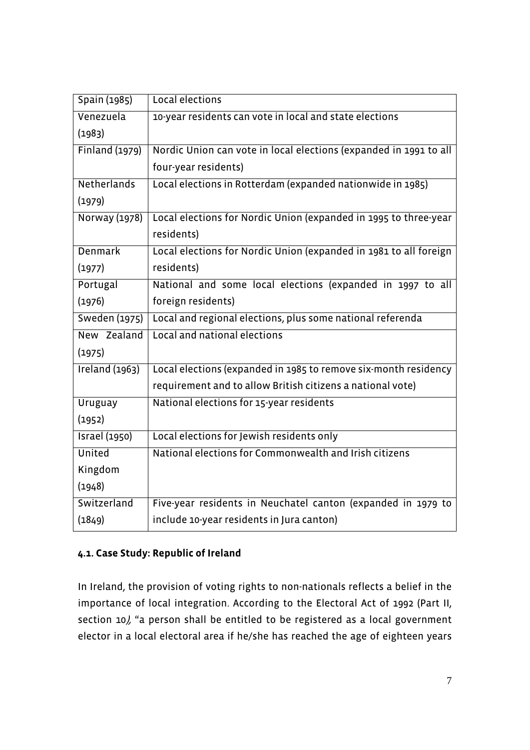| Spain (1985) | Local elections |
|---|---|
| Venezuela (1983) | 10-year residents can vote in local and state elections |
| Finland (1979) | Nordic Union can vote in local elections (expanded in 1991 to all four-year residents) |
| Netherlands (1979) | Local elections in Rotterdam (expanded nationwide in 1985) |
| Norway (1978) | Local elections for Nordic Union (expanded in 1995 to three-year residents) |
| Denmark (1977) | Local elections for Nordic Union (expanded in 1981 to all foreign residents) |
| Portugal (1976) | National and some local elections (expanded in 1997 to all foreign residents) |
| Sweden (1975) | Local and regional elections, plus some national referenda |
| New Zealand (1975) | Local and national elections |
| Ireland (1963) | Local elections (expanded in 1985 to remove six-month residency requirement and to allow British citizens a national vote) |
| Uruguay (1952) | National elections for 15-year residents |
| Israel (1950) | Local elections for Jewish residents only |
| United Kingdom (1948) | National elections for Commonwealth and Irish citizens |
| Switzerland (1849) | Five-year residents in Neuchatel canton (expanded in 1979 to include 10-year residents in Jura canton) |

### 4.1. Case Study: Republic of Ireland

In Ireland, the provision of voting rights to non-nationals reflects a belief in the importance of local integration. According to the Electoral Act of 1992 (Part II, section 10*),* "a person shall be entitled to be registered as a local government elector in a local electoral area if he/she has reached the age of eighteen years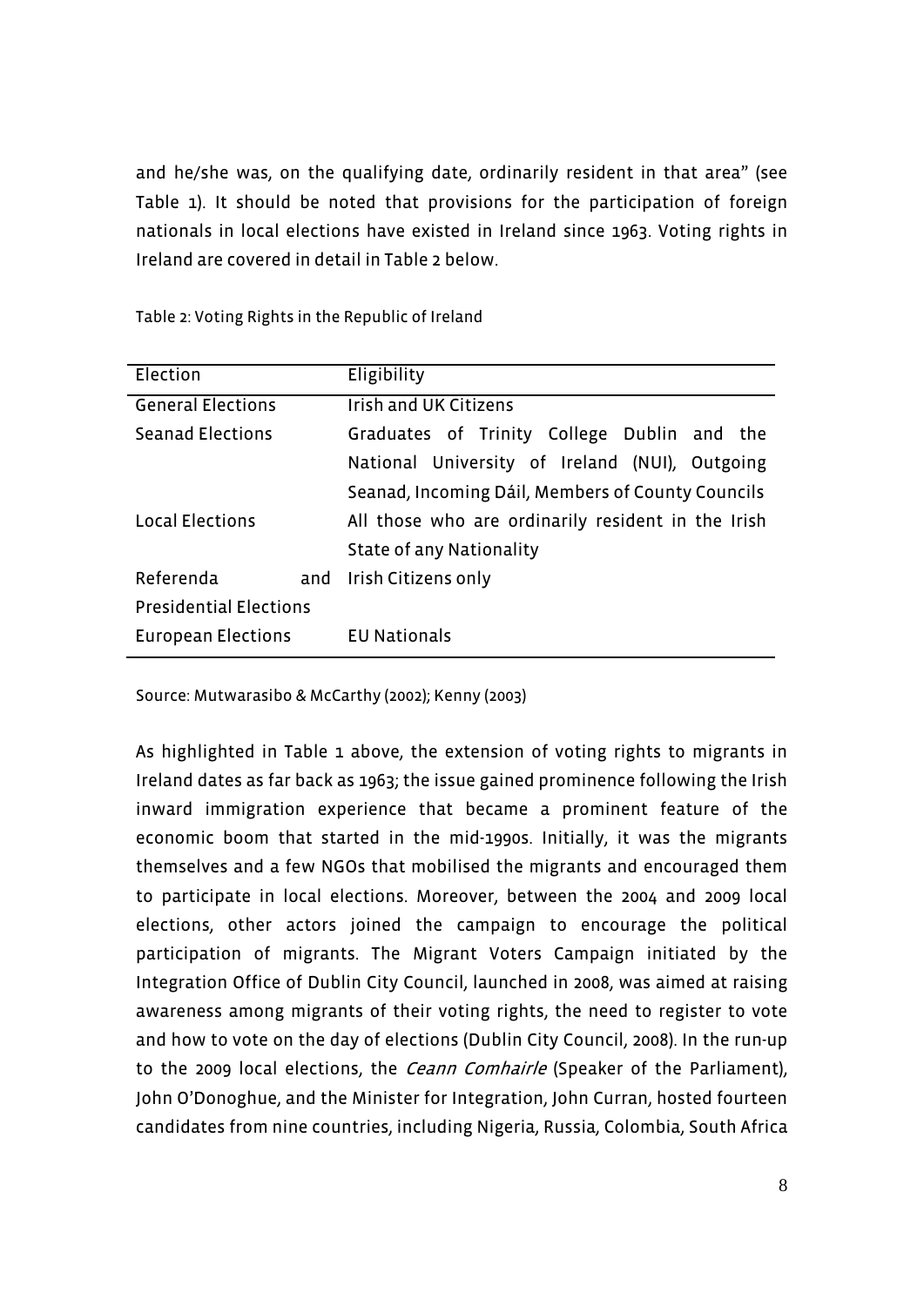and he/she was, on the qualifying date, ordinarily resident in that area" (see Table 1). It should be noted that provisions for the participation of foreign nationals in local elections have existed in Ireland since 1963. Voting rights in Ireland are covered in detail in Table 2 below.

Table 2: Voting Rights in the Republic of Ireland

| Election | Eligibility |
|---|---|
| General Elections | Irish and UK Citizens |
| Seanad Elections | Graduates of Trinity College Dublin and the National University of Ireland (NUI), Outgoing Seanad, Incoming Dáil, Members of County Councils |
| Local Elections | All those who are ordinarily resident in the Irish State of any Nationality |
| Referenda and Presidential Elections | Irish Citizens only |
| European Elections | EU Nationals |

Source: Mutwarasibo & McCarthy (2002); Kenny (2003)

As highlighted in Table 1 above, the extension of voting rights to migrants in Ireland dates as far back as 1963; the issue gained prominence following the Irish inward immigration experience that became a prominent feature of the economic boom that started in the mid-1990s. Initially, it was the migrants themselves and a few NGOs that mobilised the migrants and encouraged them to participate in local elections. Moreover, between the 2004 and 2009 local elections, other actors joined the campaign to encourage the political participation of migrants. The Migrant Voters Campaign initiated by the Integration Office of Dublin City Council, launched in 2008, was aimed at raising awareness among migrants of their voting rights, the need to register to vote and how to vote on the day of elections (Dublin City Council, 2008). In the run-up to the 2009 local elections, the *Ceann Comhairle* (Speaker of the Parliament), John O'Donoghue, and the Minister for Integration, John Curran, hosted fourteen candidates from nine countries, including Nigeria, Russia, Colombia, South Africa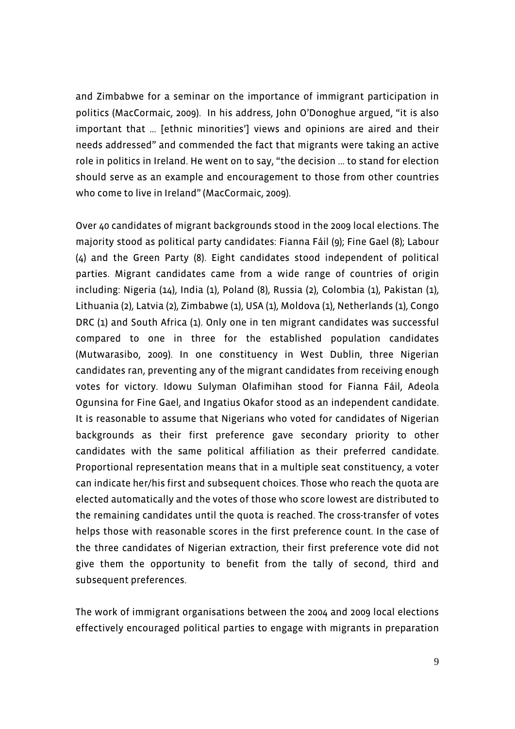and Zimbabwe for a seminar on the importance of immigrant participation in politics (MacCormaic, 2009). In his address, John O'Donoghue argued, "it is also important that … [ethnic minorities'] views and opinions are aired and their needs addressed" and commended the fact that migrants were taking an active role in politics in Ireland. He went on to say, "the decision … to stand for election should serve as an example and encouragement to those from other countries who come to live in Ireland" (MacCormaic, 2009).

Over 40 candidates of migrant backgrounds stood in the 2009 local elections. The majority stood as political party candidates: Fianna Fáil (9); Fine Gael (8); Labour (4) and the Green Party (8). Eight candidates stood independent of political parties. Migrant candidates came from a wide range of countries of origin including: Nigeria (14), India (1), Poland (8), Russia (2), Colombia (1), Pakistan (1), Lithuania (2), Latvia (2), Zimbabwe (1), USA (1), Moldova (1), Netherlands (1), Congo DRC (1) and South Africa (1). Only one in ten migrant candidates was successful compared to one in three for the established population candidates (Mutwarasibo, 2009). In one constituency in West Dublin, three Nigerian candidates ran, preventing any of the migrant candidates from receiving enough votes for victory. Idowu Sulyman Olafimihan stood for Fianna Fáil, Adeola Ogunsina for Fine Gael, and Ingatius Okafor stood as an independent candidate. It is reasonable to assume that Nigerians who voted for candidates of Nigerian backgrounds as their first preference gave secondary priority to other candidates with the same political affiliation as their preferred candidate. Proportional representation means that in a multiple seat constituency, a voter can indicate her/his first and subsequent choices. Those who reach the quota are elected automatically and the votes of those who score lowest are distributed to the remaining candidates until the quota is reached. The cross-transfer of votes helps those with reasonable scores in the first preference count. In the case of the three candidates of Nigerian extraction, their first preference vote did not give them the opportunity to benefit from the tally of second, third and subsequent preferences.

The work of immigrant organisations between the 2004 and 2009 local elections effectively encouraged political parties to engage with migrants in preparation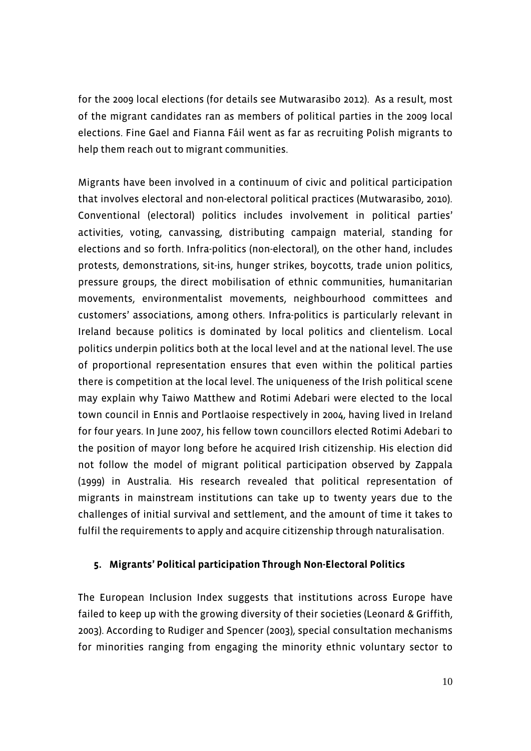for the 2009 local elections (for details see Mutwarasibo 2012). As a result, most of the migrant candidates ran as members of political parties in the 2009 local elections. Fine Gael and Fianna Fáil went as far as recruiting Polish migrants to help them reach out to migrant communities.

Migrants have been involved in a continuum of civic and political participation that involves electoral and non-electoral political practices (Mutwarasibo, 2010). Conventional (electoral) politics includes involvement in political parties' activities, voting, canvassing, distributing campaign material, standing for elections and so forth. Infra-politics (non-electoral), on the other hand, includes protests, demonstrations, sit-ins, hunger strikes, boycotts, trade union politics, pressure groups, the direct mobilisation of ethnic communities, humanitarian movements, environmentalist movements, neighbourhood committees and customers' associations, among others. Infra-politics is particularly relevant in Ireland because politics is dominated by local politics and clientelism. Local politics underpin politics both at the local level and at the national level. The use of proportional representation ensures that even within the political parties there is competition at the local level. The uniqueness of the Irish political scene may explain why Taiwo Matthew and Rotimi Adebari were elected to the local town council in Ennis and Portlaoise respectively in 2004, having lived in Ireland for four years. In June 2007, his fellow town councillors elected Rotimi Adebari to the position of mayor long before he acquired Irish citizenship. His election did not follow the model of migrant political participation observed by Zappala (1999) in Australia. His research revealed that political representation of migrants in mainstream institutions can take up to twenty years due to the challenges of initial survival and settlement, and the amount of time it takes to fulfil the requirements to apply and acquire citizenship through naturalisation.

## 5. Migrants' Political participation Through Non-Electoral Politics

The European Inclusion Index suggests that institutions across Europe have failed to keep up with the growing diversity of their societies (Leonard & Griffith, 2003). According to Rudiger and Spencer (2003), special consultation mechanisms for minorities ranging from engaging the minority ethnic voluntary sector to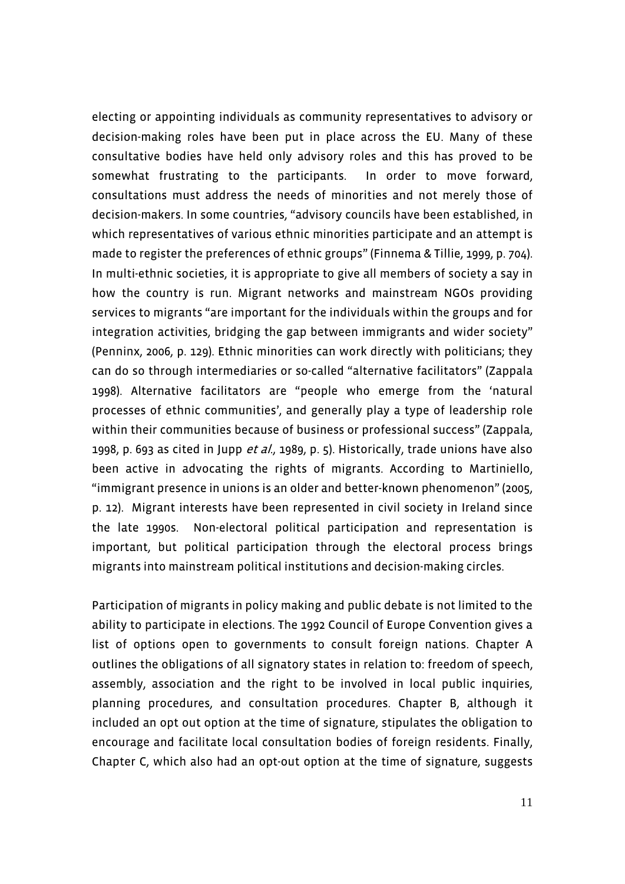electing or appointing individuals as community representatives to advisory or decision-making roles have been put in place across the EU. Many of these consultative bodies have held only advisory roles and this has proved to be somewhat frustrating to the participants. In order to move forward, consultations must address the needs of minorities and not merely those of decision-makers. In some countries, "advisory councils have been established, in which representatives of various ethnic minorities participate and an attempt is made to register the preferences of ethnic groups" (Finnema & Tillie, 1999, p. 704). In multi-ethnic societies, it is appropriate to give all members of society a say in how the country is run. Migrant networks and mainstream NGOs providing services to migrants "are important for the individuals within the groups and for integration activities, bridging the gap between immigrants and wider society" (Penninx, 2006, p. 129). Ethnic minorities can work directly with politicians; they can do so through intermediaries or so-called "alternative facilitators" (Zappala 1998). Alternative facilitators are "people who emerge from the 'natural processes of ethnic communities', and generally play a type of leadership role within their communities because of business or professional success" (Zappala, 1998, p. 693 as cited in Jupp *et al.*, 1989, p. 5). Historically, trade unions have also been active in advocating the rights of migrants. According to Martiniello, "immigrant presence in unions is an older and better-known phenomenon" (2005, p. 12). Migrant interests have been represented in civil society in Ireland since the late 1990s. Non-electoral political participation and representation is important, but political participation through the electoral process brings migrants into mainstream political institutions and decision-making circles.

Participation of migrants in policy making and public debate is not limited to the ability to participate in elections. The 1992 Council of Europe Convention gives a list of options open to governments to consult foreign nations. Chapter A outlines the obligations of all signatory states in relation to: freedom of speech, assembly, association and the right to be involved in local public inquiries, planning procedures, and consultation procedures. Chapter B, although it included an opt out option at the time of signature, stipulates the obligation to encourage and facilitate local consultation bodies of foreign residents. Finally, Chapter C, which also had an opt-out option at the time of signature, suggests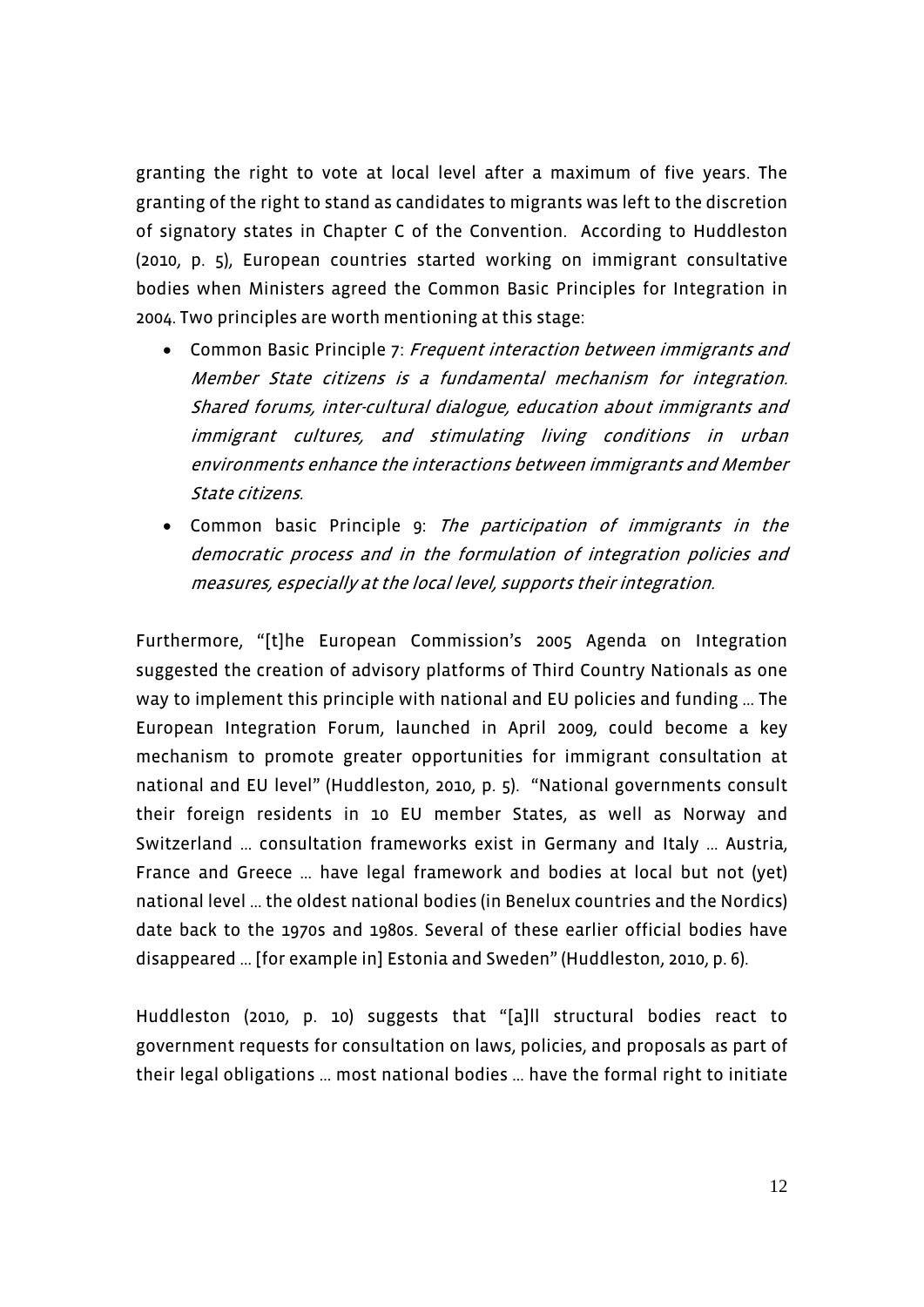granting the right to vote at local level after a maximum of five years. The granting of the right to stand as candidates to migrants was left to the discretion of signatory states in Chapter C of the Convention. According to Huddleston (2010, p. 5), European countries started working on immigrant consultative bodies when Ministers agreed the Common Basic Principles for Integration in 2004. Two principles are worth mentioning at this stage:

- Common Basic Principle 7: *Frequent interaction between immigrants and Member State citizens is a fundamental mechanism for integration. Shared forums, inter-cultural dialogue, education about immigrants and immigrant cultures, and stimulating living conditions in urban environments enhance the interactions between immigrants and Member State citizens.*
- Common basic Principle 9: *The participation of immigrants in the democratic process and in the formulation of integration policies and measures, especially at the local level, supports their integration.*

Furthermore, "[t]he European Commission's 2005 Agenda on Integration suggested the creation of advisory platforms of Third Country Nationals as one way to implement this principle with national and EU policies and funding … The European Integration Forum, launched in April 2009, could become a key mechanism to promote greater opportunities for immigrant consultation at national and EU level" (Huddleston, 2010, p. 5). "National governments consult their foreign residents in 10 EU member States, as well as Norway and Switzerland … consultation frameworks exist in Germany and Italy … Austria, France and Greece … have legal framework and bodies at local but not (yet) national level … the oldest national bodies (in Benelux countries and the Nordics) date back to the 1970s and 1980s. Several of these earlier official bodies have disappeared … [for example in] Estonia and Sweden" (Huddleston, 2010, p. 6).

Huddleston (2010, p. 10) suggests that "[a]ll structural bodies react to government requests for consultation on laws, policies, and proposals as part of their legal obligations … most national bodies … have the formal right to initiate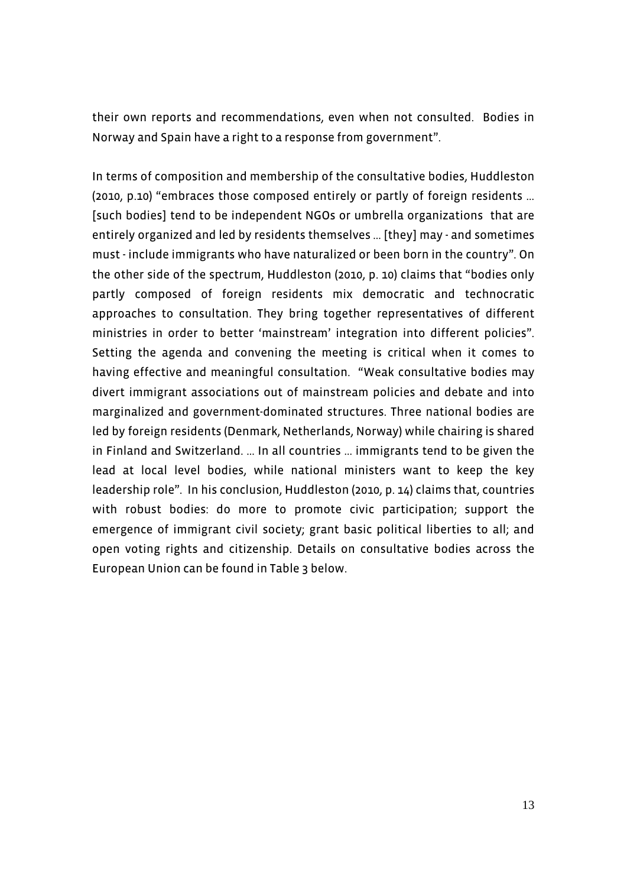their own reports and recommendations, even when not consulted. Bodies in Norway and Spain have a right to a response from government".

In terms of composition and membership of the consultative bodies, Huddleston (2010, p.10) "embraces those composed entirely or partly of foreign residents … [such bodies] tend to be independent NGOs or umbrella organizations that are entirely organized and led by residents themselves … [they] may - and sometimes must - include immigrants who have naturalized or been born in the country". On the other side of the spectrum, Huddleston (2010, p. 10) claims that "bodies only partly composed of foreign residents mix democratic and technocratic approaches to consultation. They bring together representatives of different ministries in order to better 'mainstream' integration into different policies". Setting the agenda and convening the meeting is critical when it comes to having effective and meaningful consultation. "Weak consultative bodies may divert immigrant associations out of mainstream policies and debate and into marginalized and government-dominated structures. Three national bodies are led by foreign residents (Denmark, Netherlands, Norway) while chairing is shared in Finland and Switzerland. … In all countries … immigrants tend to be given the lead at local level bodies, while national ministers want to keep the key leadership role". In his conclusion, Huddleston (2010, p. 14) claims that, countries with robust bodies: do more to promote civic participation; support the emergence of immigrant civil society; grant basic political liberties to all; and open voting rights and citizenship. Details on consultative bodies across the European Union can be found in Table 3 below.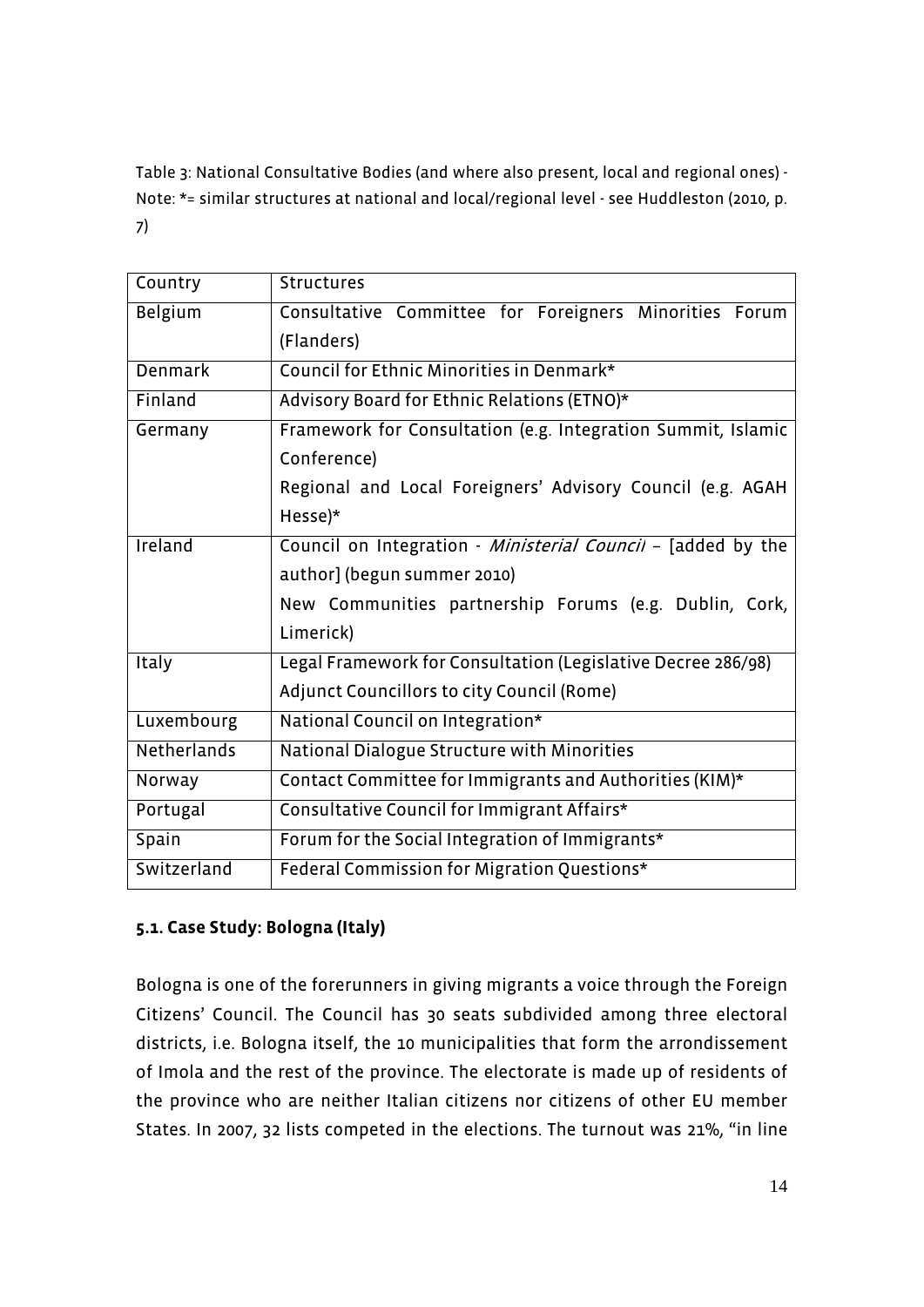Table 3: National Consultative Bodies (and where also present, local and regional ones) - Note: *= similar structures at national and local/regional level - see Huddleston (2010, p. 7)

| Country | Structures |
|---|---|
| Belgium | Consultative Committee for Foreigners Minorities Forum (Flanders) |
| Denmark | Council for Ethnic Minorities in Denmark* |
| Finland | Advisory Board for Ethnic Relations (ETNO)* |
| Germany | Framework for Consultation (e.g. Integration Summit, Islamic Conference)<br>Regional and Local Foreigners' Advisory Council (e.g. AGAH Hesse)* |
| Ireland | Council on Integration - *Ministerial Council* – [added by the author] (begun summer 2010)<br>New Communities partnership Forums (e.g. Dublin, Cork, Limerick) |
| Italy | Legal Framework for Consultation (Legislative Decree 286/98)<br>Adjunct Councillors to city Council (Rome) |
| Luxembourg | National Council on Integration* |
| Netherlands | National Dialogue Structure with Minorities |
| Norway | Contact Committee for Immigrants and Authorities (KIM)* |
| Portugal | Consultative Council for Immigrant Affairs* |
| Spain | Forum for the Social Integration of Immigrants* |
| Switzerland | Federal Commission for Migration Questions* |

### 5.1. Case Study: Bologna (Italy)

Bologna is one of the forerunners in giving migrants a voice through the Foreign Citizens' Council. The Council has 30 seats subdivided among three electoral districts, i.e. Bologna itself, the 10 municipalities that form the arrondissement of Imola and the rest of the province. The electorate is made up of residents of the province who are neither Italian citizens nor citizens of other EU member States. In 2007, 32 lists competed in the elections. The turnout was 21%, "in line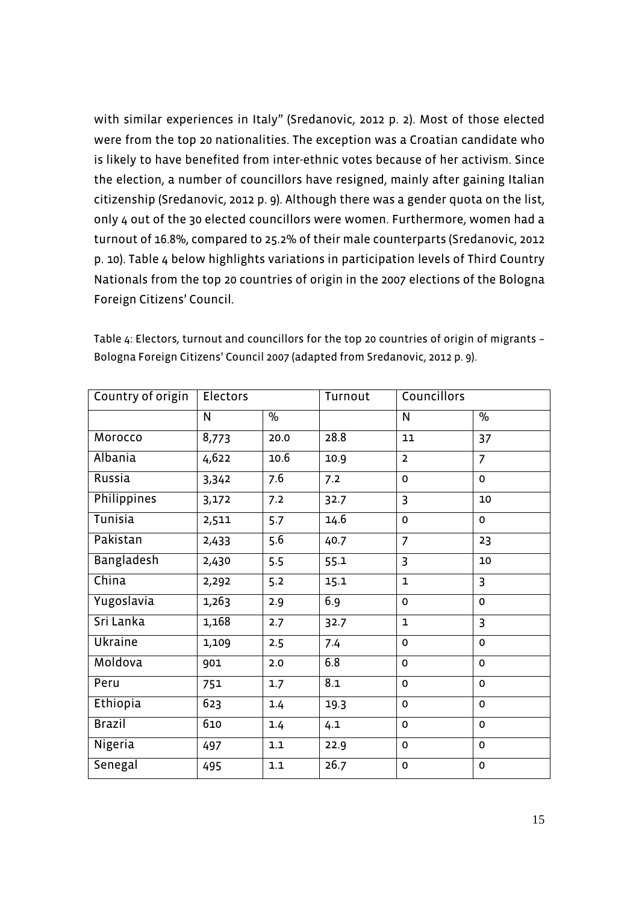with similar experiences in Italy" (Sredanovic, 2012 p. 2). Most of those elected were from the top 20 nationalities. The exception was a Croatian candidate who is likely to have benefited from inter-ethnic votes because of her activism. Since the election, a number of councillors have resigned, mainly after gaining Italian citizenship (Sredanovic, 2012 p. 9). Although there was a gender quota on the list, only 4 out of the 30 elected councillors were women. Furthermore, women had a turnout of 16.8%, compared to 25.2% of their male counterparts (Sredanovic, 2012 p. 10). Table 4 below highlights variations in participation levels of Third Country Nationals from the top 20 countries of origin in the 2007 elections of the Bologna Foreign Citizens' Council.

Table 4: Electors, turnout and councillors for the top 20 countries of origin of migrants – Bologna Foreign Citizens' Council 2007 (adapted from Sredanovic, 2012 p. 9).

| Country of origin | Electors | | Turnout | Councillors | |
|---|---|---|---|---|---|
| | N | % | | N | % |
| Morocco | 8,773 | 20.0 | 28.8 | 11 | 37 |
| Albania | 4,622 | 10.6 | 10.9 | 2 | 7 |
| Russia | 3,342 | 7.6 | 7.2 | 0 | 0 |
| Philippines | 3,172 | 7.2 | 32.7 | 3 | 10 |
| Tunisia | 2,511 | 5.7 | 14.6 | 0 | 0 |
| Pakistan | 2,433 | 5.6 | 40.7 | 7 | 23 |
| Bangladesh | 2,430 | 5.5 | 55.1 | 3 | 10 |
| China | 2,292 | 5.2 | 15.1 | 1 | 3 |
| Yugoslavia | 1,263 | 2.9 | 6.9 | 0 | 0 |
| Sri Lanka | 1,168 | 2.7 | 32.7 | 1 | 3 |
| Ukraine | 1,109 | 2.5 | 7.4 | 0 | 0 |
| Moldova | 901 | 2.0 | 6.8 | 0 | 0 |
| Peru | 751 | 1.7 | 8.1 | 0 | 0 |
| Ethiopia | 623 | 1.4 | 19.3 | 0 | 0 |
| Brazil | 610 | 1.4 | 4.1 | 0 | 0 |
| Nigeria | 497 | 1.1 | 22.9 | 0 | 0 |
| Senegal | 495 | 1.1 | 26.7 | 0 | 0 |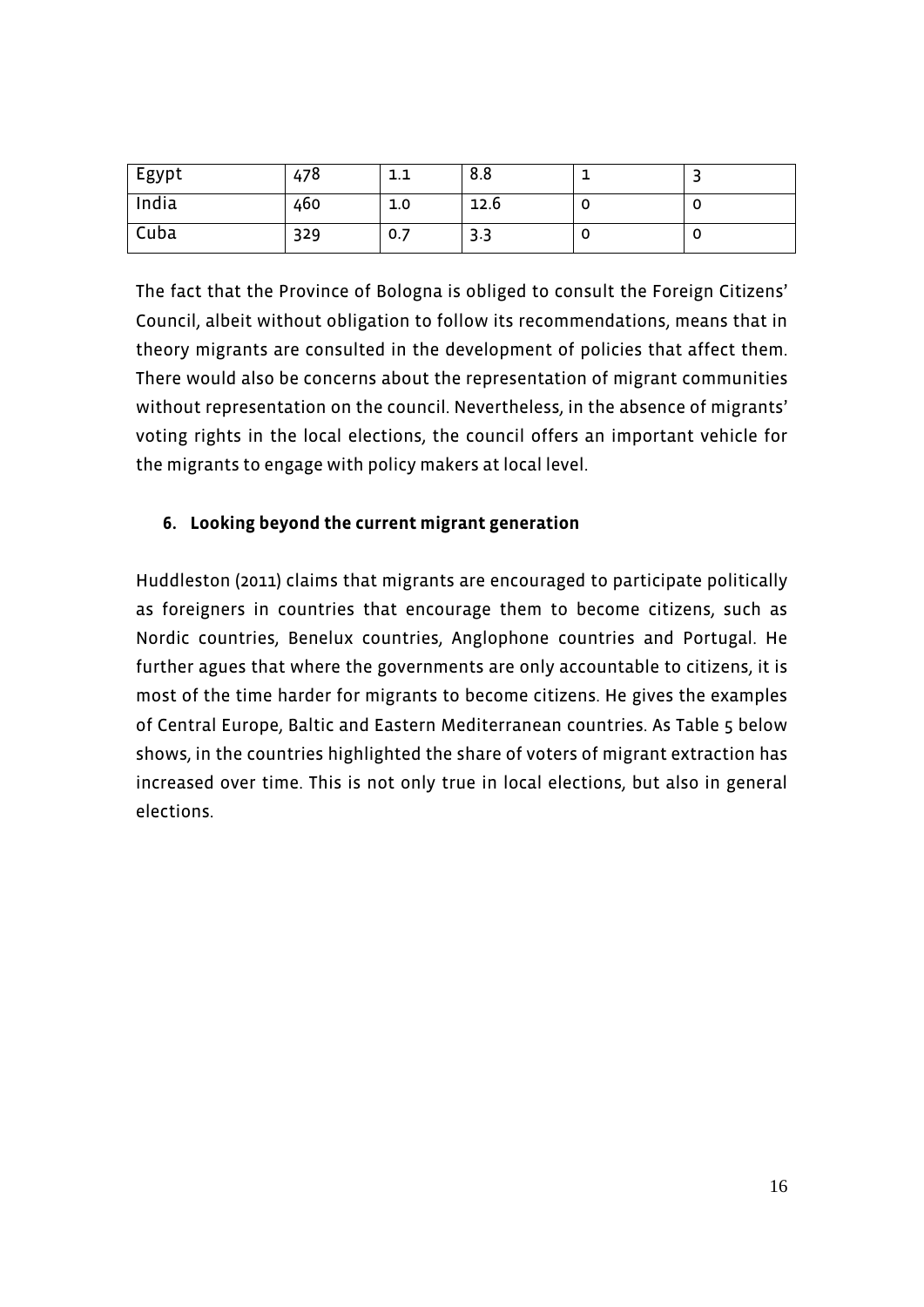| Egypt | 478 | 1.1 | 8.8 | 1 | 3 |
|---|---|---|---|---|---|
| India | 460 | 1.0 | 12.6 | 0 | 0 |
| Cuba | 329 | 0.7 | 3.3 | 0 | 0 |

The fact that the Province of Bologna is obliged to consult the Foreign Citizens' Council, albeit without obligation to follow its recommendations, means that in theory migrants are consulted in the development of policies that affect them. There would also be concerns about the representation of migrant communities without representation on the council. Nevertheless, in the absence of migrants' voting rights in the local elections, the council offers an important vehicle for the migrants to engage with policy makers at local level.

## 6. Looking beyond the current migrant generation

Huddleston (2011) claims that migrants are encouraged to participate politically as foreigners in countries that encourage them to become citizens, such as Nordic countries, Benelux countries, Anglophone countries and Portugal. He further agues that where the governments are only accountable to citizens, it is most of the time harder for migrants to become citizens. He gives the examples of Central Europe, Baltic and Eastern Mediterranean countries. As Table 5 below shows, in the countries highlighted the share of voters of migrant extraction has increased over time. This is not only true in local elections, but also in general elections.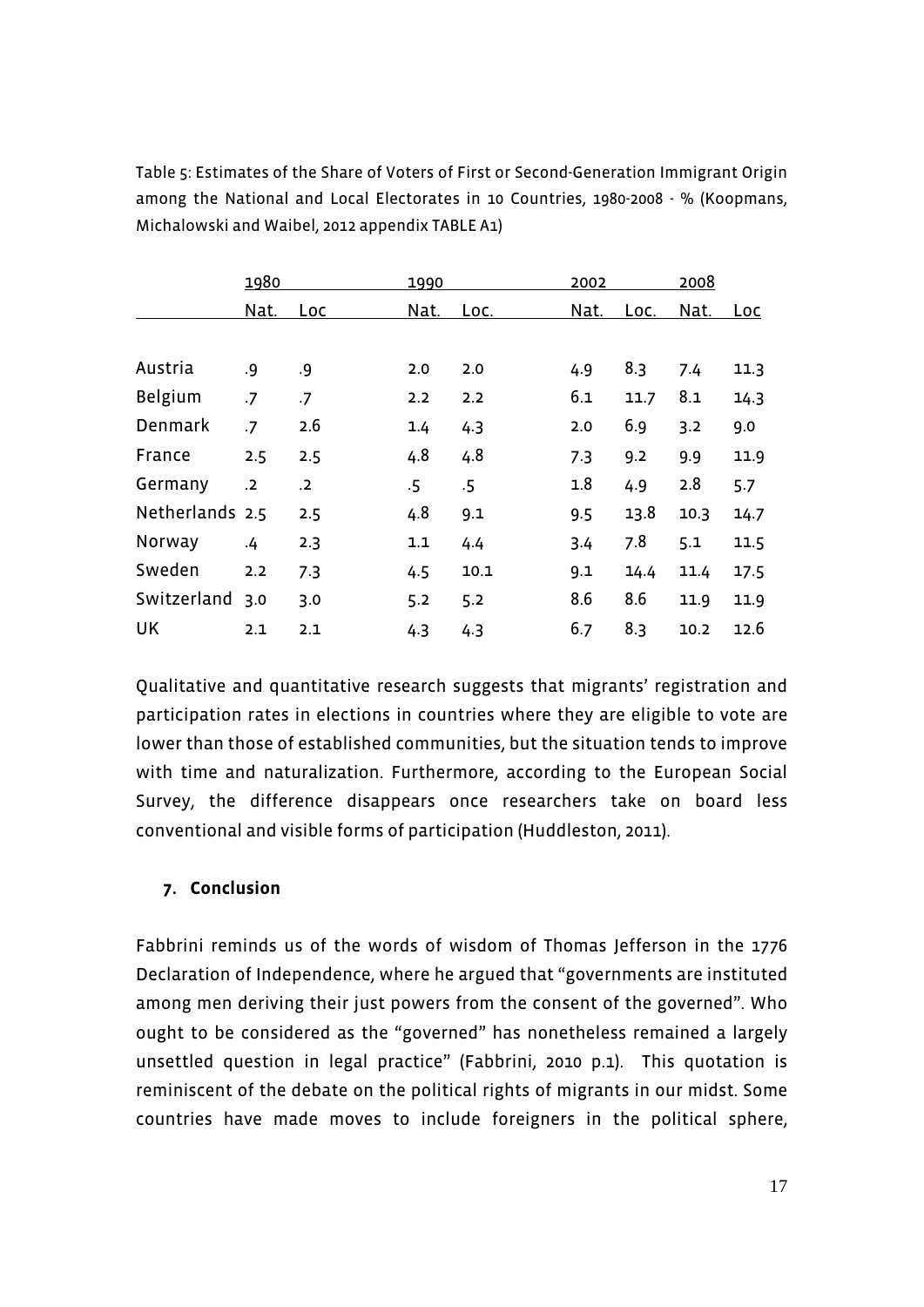Table 5: Estimates of the Share of Voters of First or Second-Generation Immigrant Origin among the National and Local Electorates in 10 Countries, 1980-2008 - % (Koopmans, Michalowski and Waibel, 2012 appendix TABLE A1)

| | 1980 | | 1990 | | 2002 | | 2008 | |
|---|---|---|---|---|---|---|---|---|
| | Nat. | Loc | Nat. | Loc. | Nat. | Loc. | Nat. | Loc |
| Austria | .9 | .9 | 2.0 | 2.0 | 4.9 | 8.3 | 7.4 | 11.3 |
| Belgium | .7 | .7 | 2.2 | 2.2 | 6.1 | 11.7 | 8.1 | 14.3 |
| Denmark | .7 | 2.6 | 1.4 | 4.3 | 2.0 | 6.9 | 3.2 | 9.0 |
| France | 2.5 | 2.5 | 4.8 | 4.8 | 7.3 | 9.2 | 9.9 | 11.9 |
| Germany | .2 | .2 | .5 | .5 | 1.8 | 4.9 | 2.8 | 5.7 |
| Netherlands | 2.5 | 2.5 | 4.8 | 9.1 | 9.5 | 13.8 | 10.3 | 14.7 |
| Norway | .4 | 2.3 | 1.1 | 4.4 | 3.4 | 7.8 | 5.1 | 11.5 |
| Sweden | 2.2 | 7.3 | 4.5 | 10.1 | 9.1 | 14.4 | 11.4 | 17.5 |
| Switzerland | 3.0 | 3.0 | 5.2 | 5.2 | 8.6 | 8.6 | 11.9 | 11.9 |
| UK | 2.1 | 2.1 | 4.3 | 4.3 | 6.7 | 8.3 | 10.2 | 12.6 |

Qualitative and quantitative research suggests that migrants' registration and participation rates in elections in countries where they are eligible to vote are lower than those of established communities, but the situation tends to improve with time and naturalization. Furthermore, according to the European Social Survey, the difference disappears once researchers take on board less conventional and visible forms of participation (Huddleston, 2011).

## 7. Conclusion

Fabbrini reminds us of the words of wisdom of Thomas Jefferson in the 1776 Declaration of Independence, where he argued that "governments are instituted among men deriving their just powers from the consent of the governed". Who ought to be considered as the "governed" has nonetheless remained a largely unsettled question in legal practice" (Fabbrini, 2010 p.1). This quotation is reminiscent of the debate on the political rights of migrants in our midst. Some countries have made moves to include foreigners in the political sphere,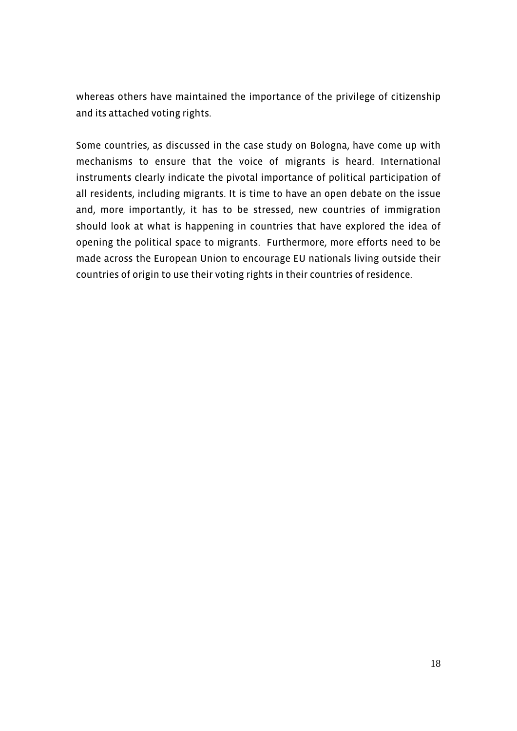whereas others have maintained the importance of the privilege of citizenship and its attached voting rights.

Some countries, as discussed in the case study on Bologna, have come up with mechanisms to ensure that the voice of migrants is heard. International instruments clearly indicate the pivotal importance of political participation of all residents, including migrants. It is time to have an open debate on the issue and, more importantly, it has to be stressed, new countries of immigration should look at what is happening in countries that have explored the idea of opening the political space to migrants. Furthermore, more efforts need to be made across the European Union to encourage EU nationals living outside their countries of origin to use their voting rights in their countries of residence.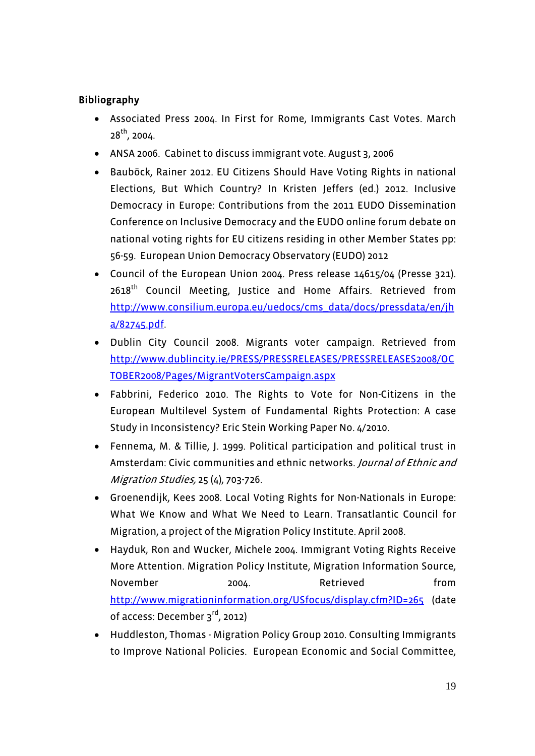**Bibliography**

- Associated Press 2004. In First for Rome, Immigrants Cast Votes. March 28th, 2004.
- ANSA 2006. Cabinet to discuss immigrant vote. August 3, 2006
- Bauböck, Rainer 2012. EU Citizens Should Have Voting Rights in national Elections, But Which Country? In Kristen Jeffers (ed.) 2012. Inclusive Democracy in Europe: Contributions from the 2011 EUDO Dissemination Conference on Inclusive Democracy and the EUDO online forum debate on national voting rights for EU citizens residing in other Member States pp: 56-59. European Union Democracy Observatory (EUDO) 2012
- Council of the European Union 2004. Press release 14615/04 (Presse 321). 2618th Council Meeting, Justice and Home Affairs. Retrieved from http://www.consilium.europa.eu/uedocs/cms_data/docs/pressdata/en/jha/82745.pdf.
- Dublin City Council 2008. Migrants voter campaign. Retrieved from http://www.dublincity.ie/PRESS/PRESSRELEASES/PRESSRELEASES2008/OCTOBER2008/Pages/MigrantVotersCampaign.aspx
- Fabbrini, Federico 2010. The Rights to Vote for Non-Citizens in the European Multilevel System of Fundamental Rights Protection: A case Study in Inconsistency? Eric Stein Working Paper No. 4/2010.
- Fennema, M. & Tillie, J. 1999. Political participation and political trust in Amsterdam: Civic communities and ethnic networks. *Journal of Ethnic and Migration Studies,* 25 (4), 703-726.
- Groenendijk, Kees 2008. Local Voting Rights for Non-Nationals in Europe: What We Know and What We Need to Learn. Transatlantic Council for Migration, a project of the Migration Policy Institute. April 2008.
- Hayduk, Ron and Wucker, Michele 2004. Immigrant Voting Rights Receive More Attention. Migration Policy Institute, Migration Information Source, November 2004. Retrieved from http://www.migrationinformation.org/USfocus/display.cfm?ID=265 (date of access: December 3rd, 2012)
- Huddleston, Thomas - Migration Policy Group 2010. Consulting Immigrants to Improve National Policies. European Economic and Social Committee,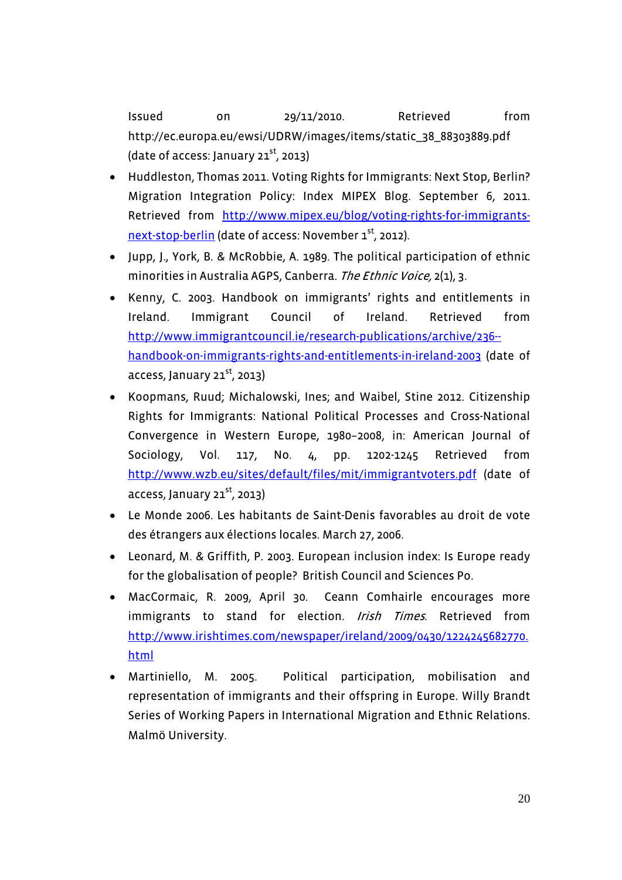Issued on 29/11/2010. Retrieved from http://ec.europa.eu/ewsi/UDRW/images/items/static_38_88303889.pdf (date of access: January 21st, 2013)

- Huddleston, Thomas 2011. Voting Rights for Immigrants: Next Stop, Berlin? Migration Integration Policy: Index MIPEX Blog. September 6, 2011. Retrieved from http://www.mipex.eu/blog/voting-rights-for-immigrants-next-stop-berlin (date of access: November 1st, 2012).
- Jupp, J., York, B. & McRobbie, A. 1989. The political participation of ethnic minorities in Australia AGPS, Canberra. *The Ethnic Voice,* 2(1), 3.
- Kenny, C. 2003. Handbook on immigrants' rights and entitlements in Ireland. Immigrant Council of Ireland. Retrieved from http://www.immigrantcouncil.ie/research-publications/archive/236--handbook-on-immigrants-rights-and-entitlements-in-ireland-2003 (date of access, January 21st, 2013)
- Koopmans, Ruud; Michalowski, Ines; and Waibel, Stine 2012. Citizenship Rights for Immigrants: National Political Processes and Cross-National Convergence in Western Europe, 1980–2008, in: American Journal of Sociology, Vol. 117, No. 4, pp. 1202-1245 Retrieved from http://www.wzb.eu/sites/default/files/mit/immigrantvoters.pdf (date of access, January 21st, 2013)
- Le Monde 2006. Les habitants de Saint-Denis favorables au droit de vote des étrangers aux élections locales. March 27, 2006.
- Leonard, M. & Griffith, P. 2003. European inclusion index: Is Europe ready for the globalisation of people? British Council and Sciences Po.
- MacCormaic, R. 2009, April 30. Ceann Comhairle encourages more immigrants to stand for election. *Irish Times*. Retrieved from http://www.irishtimes.com/newspaper/ireland/2009/0430/1224245682770.html
- Martiniello, M. 2005. Political participation, mobilisation and representation of immigrants and their offspring in Europe. Willy Brandt Series of Working Papers in International Migration and Ethnic Relations. Malmö University.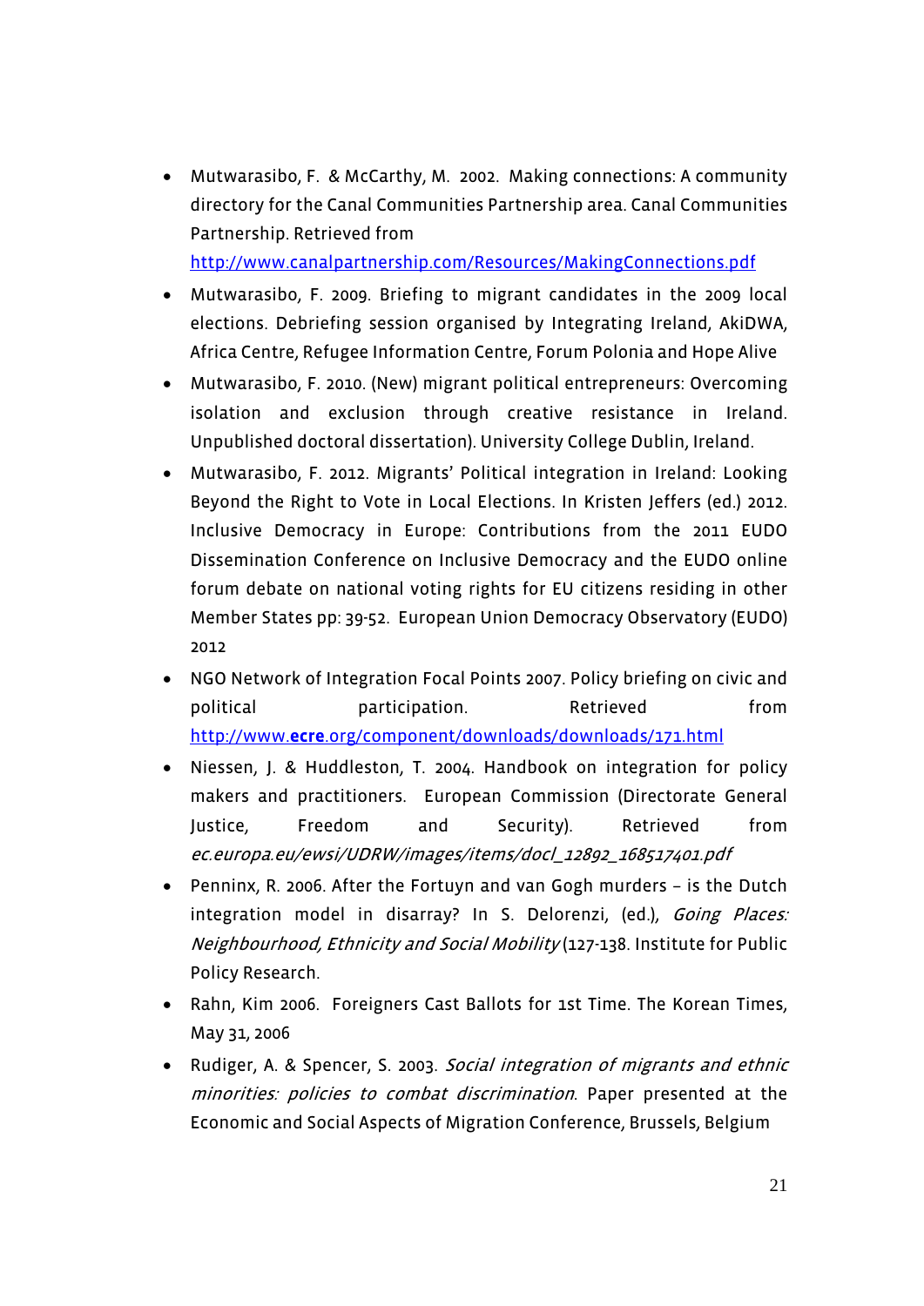- Mutwarasibo, F. & McCarthy, M. 2002. Making connections: A community directory for the Canal Communities Partnership area. Canal Communities Partnership. Retrieved from http://www.canalpartnership.com/Resources/MakingConnections.pdf
- Mutwarasibo, F. 2009. Briefing to migrant candidates in the 2009 local elections. Debriefing session organised by Integrating Ireland, AkiDWA, Africa Centre, Refugee Information Centre, Forum Polonia and Hope Alive
- Mutwarasibo, F. 2010. (New) migrant political entrepreneurs: Overcoming isolation and exclusion through creative resistance in Ireland. Unpublished doctoral dissertation). University College Dublin, Ireland.
- Mutwarasibo, F. 2012. Migrants' Political integration in Ireland: Looking Beyond the Right to Vote in Local Elections. In Kristen Jeffers (ed.) 2012. Inclusive Democracy in Europe: Contributions from the 2011 EUDO Dissemination Conference on Inclusive Democracy and the EUDO online forum debate on national voting rights for EU citizens residing in other Member States pp: 39-52. European Union Democracy Observatory (EUDO) 2012
- NGO Network of Integration Focal Points 2007. Policy briefing on civic and political participation. Retrieved from http://www.**ecre**.org/component/downloads/downloads/171.html
- Niessen, J. & Huddleston, T. 2004. Handbook on integration for policy makers and practitioners. European Commission (Directorate General Justice, Freedom and Security). Retrieved from *ec.europa.eu/ewsi/UDRW/images/items/docl_12892_168517401.pdf*
- Penninx, R. 2006. After the Fortuyn and van Gogh murders – is the Dutch integration model in disarray? In S. Delorenzi, (ed.), *Going Places: Neighbourhood, Ethnicity and Social Mobility* (127-138. Institute for Public Policy Research.
- Rahn, Kim 2006. Foreigners Cast Ballots for 1st Time. The Korean Times, May 31, 2006
- Rudiger, A. & Spencer, S. 2003. *Social integration of migrants and ethnic minorities: policies to combat discrimination*. Paper presented at the Economic and Social Aspects of Migration Conference, Brussels, Belgium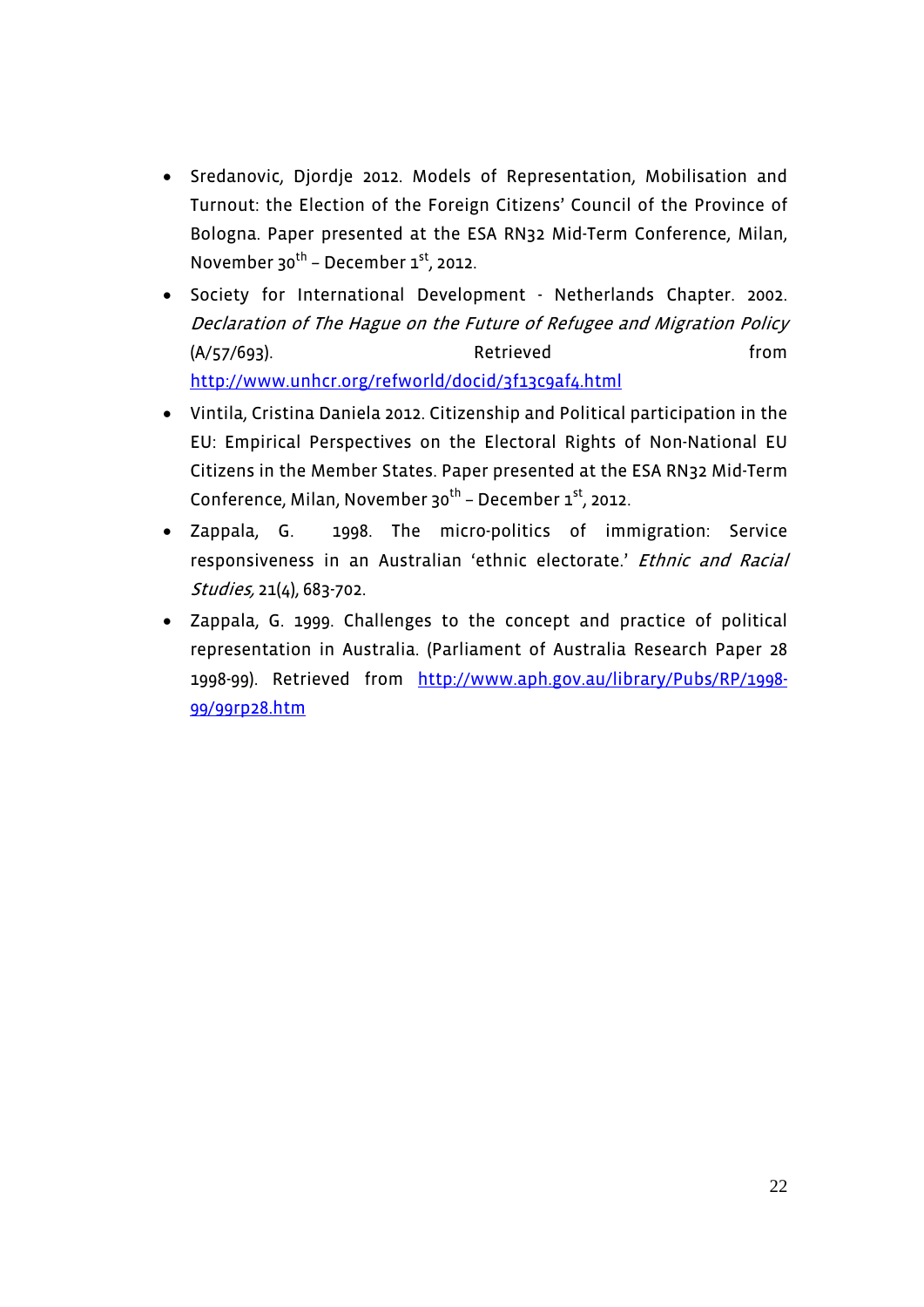- Sredanovic, Djordje 2012. Models of Representation, Mobilisation and Turnout: the Election of the Foreign Citizens' Council of the Province of Bologna. Paper presented at the ESA RN32 Mid-Term Conference, Milan, November 30th – December 1st, 2012.
- Society for International Development - Netherlands Chapter. 2002. *Declaration of The Hague on the Future of Refugee and Migration Policy* (A/57/693). Retrieved from http://www.unhcr.org/refworld/docid/3f13c9af4.html
- Vintila, Cristina Daniela 2012. Citizenship and Political participation in the EU: Empirical Perspectives on the Electoral Rights of Non-National EU Citizens in the Member States. Paper presented at the ESA RN32 Mid-Term Conference, Milan, November 30th – December 1st, 2012.
- Zappala, G. 1998. The micro-politics of immigration: Service responsiveness in an Australian 'ethnic electorate.' *Ethnic and Racial Studies,* 21(4), 683-702.
- Zappala, G. 1999. Challenges to the concept and practice of political representation in Australia. (Parliament of Australia Research Paper 28 1998-99). Retrieved from http://www.aph.gov.au/library/Pubs/RP/1998-99/99rp28.htm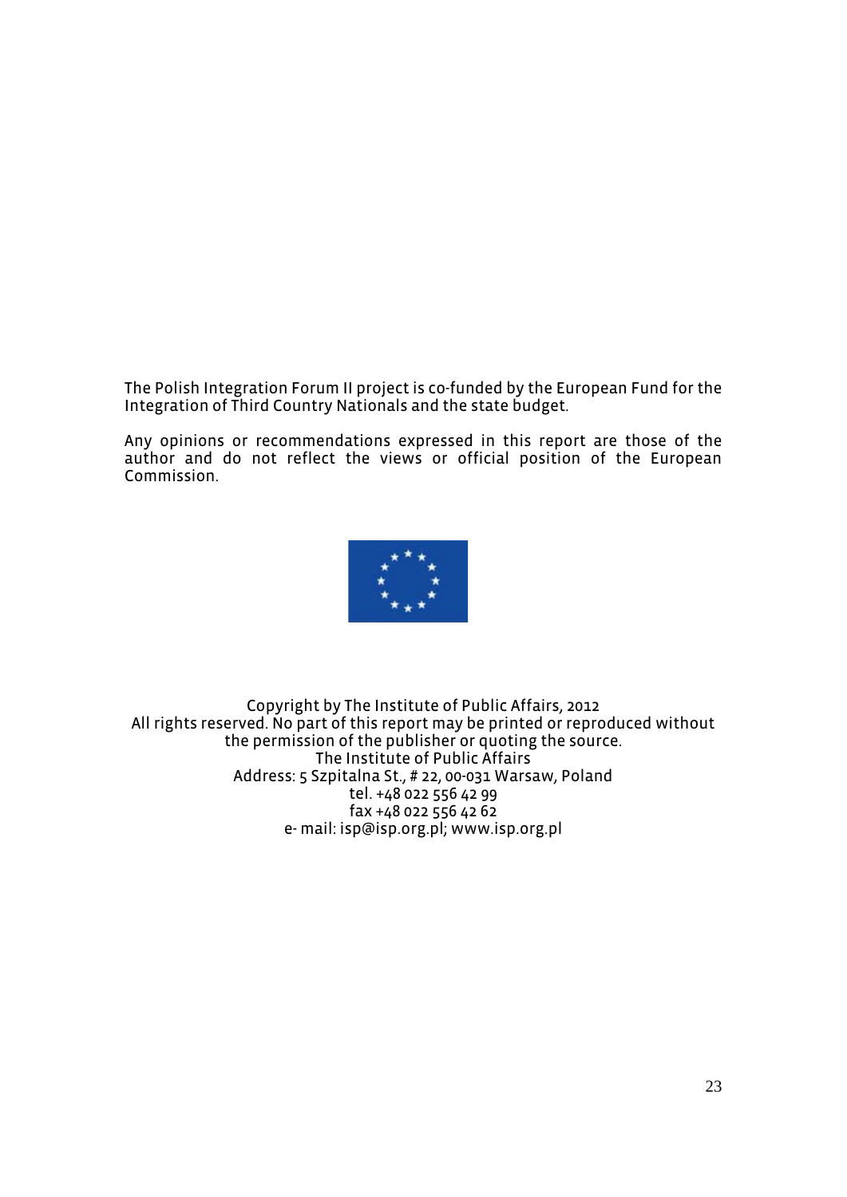The Polish Integration Forum II project is co-funded by the European Fund for the Integration of Third Country Nationals and the state budget.

Any opinions or recommendations expressed in this report are those of the author and do not reflect the views or official position of the European Commission.

Copyright by The Institute of Public Affairs, 2012
All rights reserved. No part of this report may be printed or reproduced without the permission of the publisher or quoting the source.
The Institute of Public Affairs
Address: 5 Szpitalna St., # 22, 00-031 Warsaw, Poland
tel. +48 022 556 42 99
fax +48 022 556 42 62
e- mail: isp@isp.org.pl; www.isp.org.pl